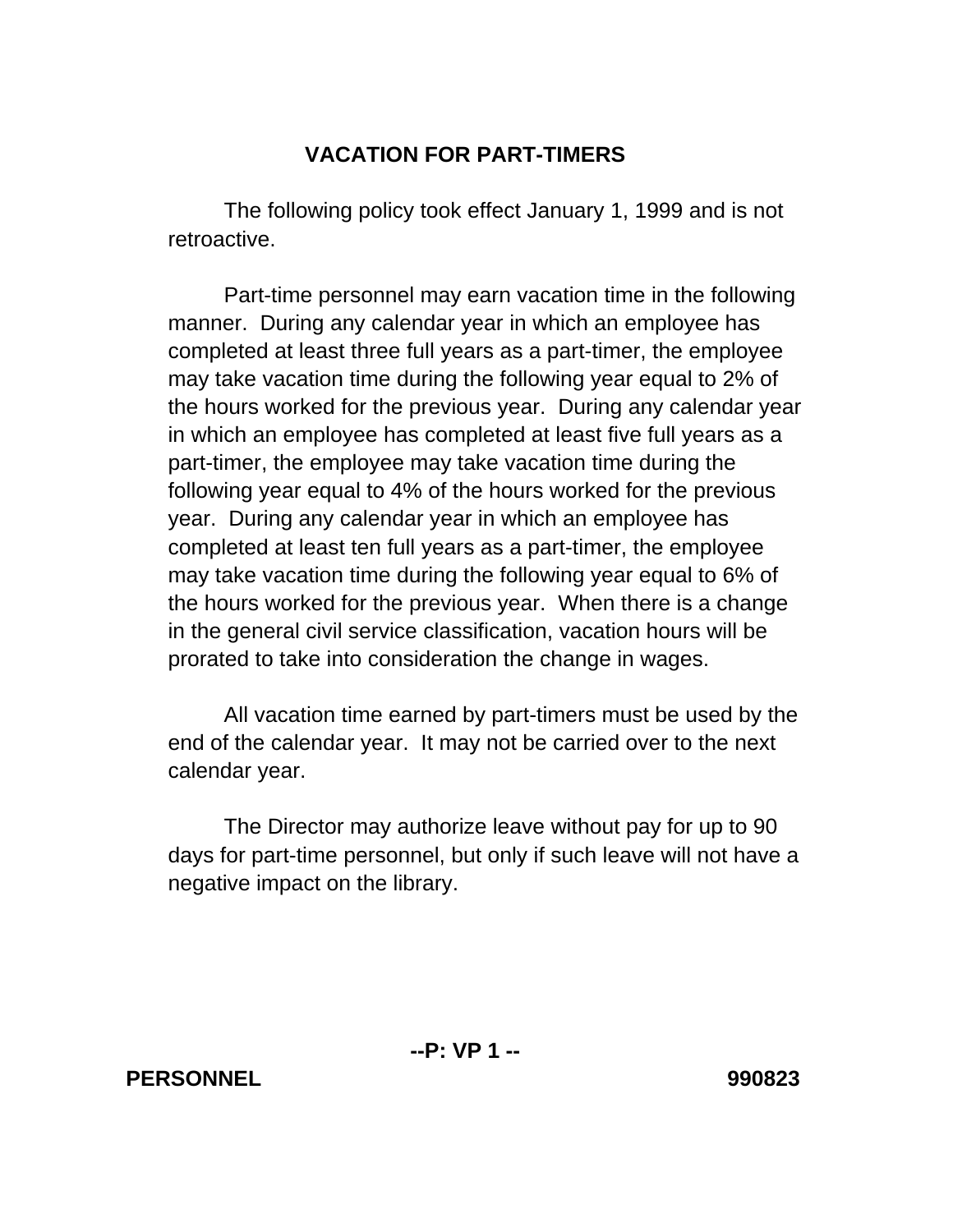# VACATION FOR PART-TIMERS

The following policy took effect January 1, 1999 and is not retroactive.

Part-time personnel may earn vacation time in the following manner. During any calendar year in which an employee has completed at least three full years as a part-timer, the employee may take vacation time during the following year equal to 2% of the hours worked for the previous year. During any calendar year in which an employee has completed at least five full years as a part-timer, the employee may take vacation time during the following year equal to 4% of the hours worked for the previous year. During any calendar year in which an employee has completed at least ten full years as a part-timer, the employee may take vacation time during the following year equal to 6% of the hours worked for the previous year. When there is a change in the general civil service classification, vacation hours will be prorated to take into consideration the change in wages.

All vacation time earned by part-timers must be used by the end of the calendar year. It may not be carried over to the next calendar year.

The Director may authorize leave without pay for up to 90 days for part-time personnel, but only if such leave will not have a negative impact on the library.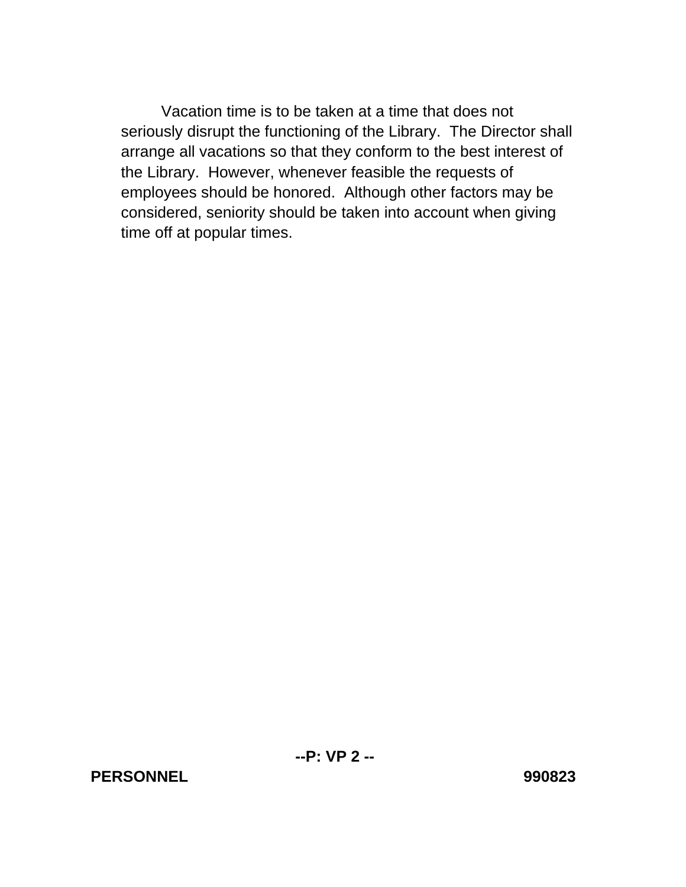Vacation time is to be taken at a time that does not seriously disrupt the functioning of the Library. The Director shall arrange all vacations so that they conform to the best interest of the Library. However, whenever feasible the requests of employees should be honored. Although other factors may be considered, seniority should be taken into account when giving time off at popular times.